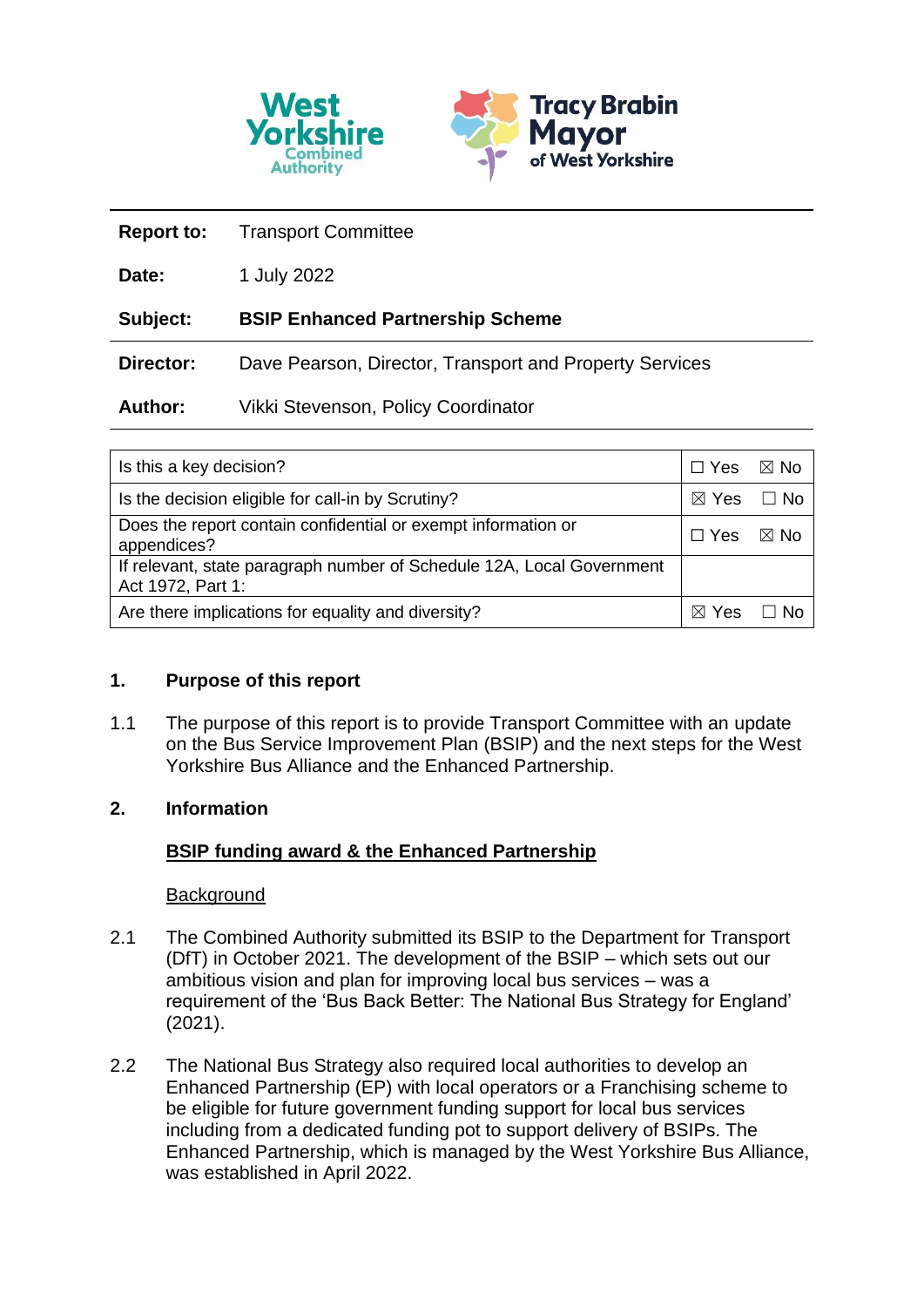| | |
|---|---|
| **Report to:** | Transport Committee |
| **Date:** | 1 July 2022 |
| **Subject:** | **BSIP Enhanced Partnership Scheme** |
| **Director:** | Dave Pearson, Director, Transport and Property Services |
| **Author:** | Vikki Stevenson, Policy Coordinator |

| | |
|---|---|
| Is this a key decision? | ☐ Yes ☒ No |
| Is the decision eligible for call-in by Scrutiny? | ☒ Yes ☐ No |
| Does the report contain confidential or exempt information or appendices? | ☐ Yes ☒ No |
| If relevant, state paragraph number of Schedule 12A, Local Government Act 1972, Part 1: | |
| Are there implications for equality and diversity? | ☒ Yes ☐ No |

## 1. Purpose of this report

1.1 The purpose of this report is to provide Transport Committee with an update on the Bus Service Improvement Plan (BSIP) and the next steps for the West Yorkshire Bus Alliance and the Enhanced Partnership.

## 2. Information

### BSIP funding award & the Enhanced Partnership

#### Background

2.1 The Combined Authority submitted its BSIP to the Department for Transport (DfT) in October 2021. The development of the BSIP – which sets out our ambitious vision and plan for improving local bus services – was a requirement of the 'Bus Back Better: The National Bus Strategy for England' (2021).

2.2 The National Bus Strategy also required local authorities to develop an Enhanced Partnership (EP) with local operators or a Franchising scheme to be eligible for future government funding support for local bus services including from a dedicated funding pot to support delivery of BSIPs. The Enhanced Partnership, which is managed by the West Yorkshire Bus Alliance, was established in April 2022.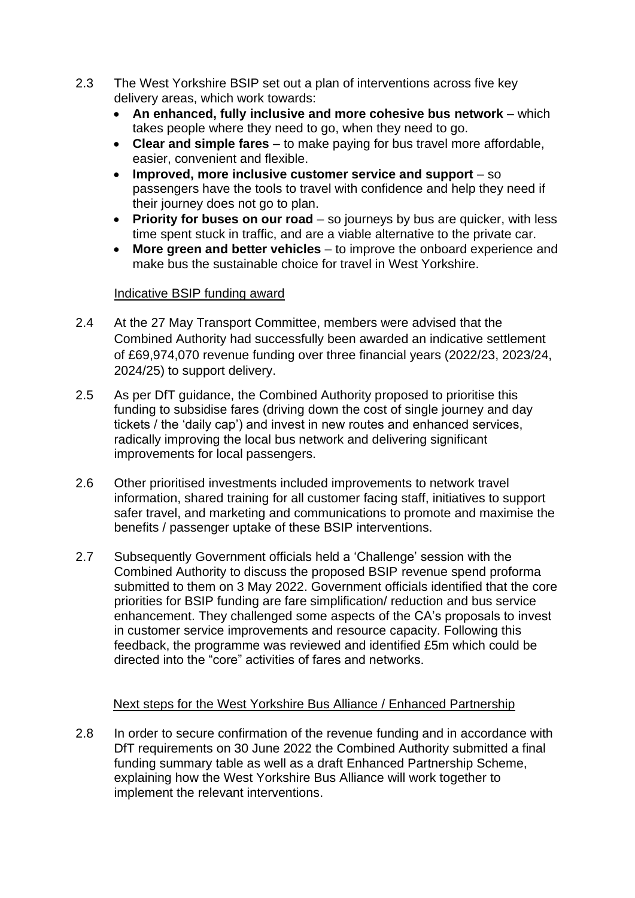2.3 The West Yorkshire BSIP set out a plan of interventions across five key delivery areas, which work towards:

- **An enhanced, fully inclusive and more cohesive bus network** – which takes people where they need to go, when they need to go.
- **Clear and simple fares** – to make paying for bus travel more affordable, easier, convenient and flexible.
- **Improved, more inclusive customer service and support** – so passengers have the tools to travel with confidence and help they need if their journey does not go to plan.
- **Priority for buses on our road** – so journeys by bus are quicker, with less time spent stuck in traffic, and are a viable alternative to the private car.
- **More green and better vehicles** – to improve the onboard experience and make bus the sustainable choice for travel in West Yorkshire.

Indicative BSIP funding award

2.4 At the 27 May Transport Committee, members were advised that the Combined Authority had successfully been awarded an indicative settlement of £69,974,070 revenue funding over three financial years (2022/23, 2023/24, 2024/25) to support delivery.

2.5 As per DfT guidance, the Combined Authority proposed to prioritise this funding to subsidise fares (driving down the cost of single journey and day tickets / the 'daily cap') and invest in new routes and enhanced services, radically improving the local bus network and delivering significant improvements for local passengers.

2.6 Other prioritised investments included improvements to network travel information, shared training for all customer facing staff, initiatives to support safer travel, and marketing and communications to promote and maximise the benefits / passenger uptake of these BSIP interventions.

2.7 Subsequently Government officials held a 'Challenge' session with the Combined Authority to discuss the proposed BSIP revenue spend proforma submitted to them on 3 May 2022. Government officials identified that the core priorities for BSIP funding are fare simplification/ reduction and bus service enhancement. They challenged some aspects of the CA's proposals to invest in customer service improvements and resource capacity. Following this feedback, the programme was reviewed and identified £5m which could be directed into the "core" activities of fares and networks.

Next steps for the West Yorkshire Bus Alliance / Enhanced Partnership

2.8 In order to secure confirmation of the revenue funding and in accordance with DfT requirements on 30 June 2022 the Combined Authority submitted a final funding summary table as well as a draft Enhanced Partnership Scheme, explaining how the West Yorkshire Bus Alliance will work together to implement the relevant interventions.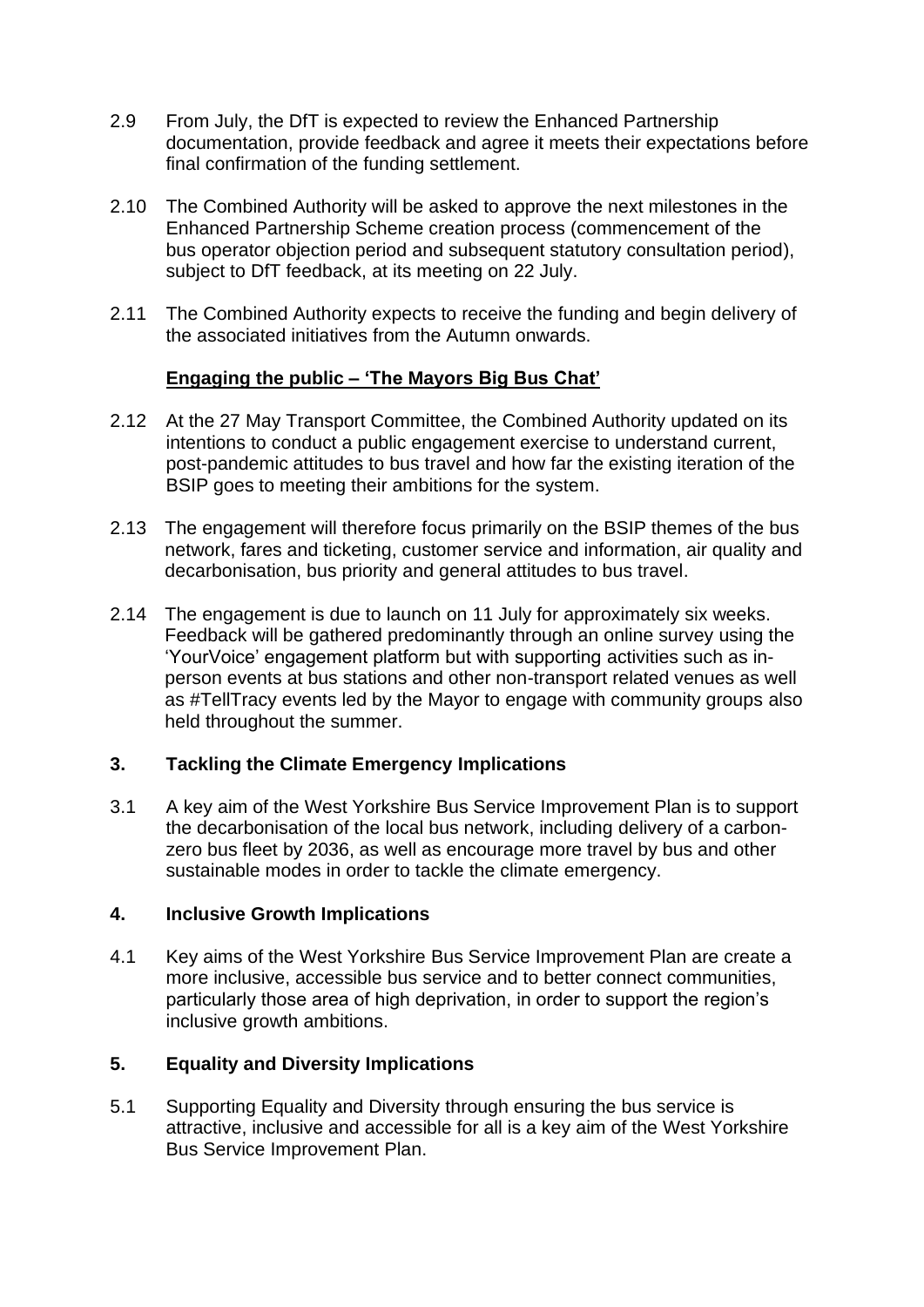2.9 From July, the DfT is expected to review the Enhanced Partnership documentation, provide feedback and agree it meets their expectations before final confirmation of the funding settlement.

2.10 The Combined Authority will be asked to approve the next milestones in the Enhanced Partnership Scheme creation process (commencement of the bus operator objection period and subsequent statutory consultation period), subject to DfT feedback, at its meeting on 22 July.

2.11 The Combined Authority expects to receive the funding and begin delivery of the associated initiatives from the Autumn onwards.

**Engaging the public – 'The Mayors Big Bus Chat'**

2.12 At the 27 May Transport Committee, the Combined Authority updated on its intentions to conduct a public engagement exercise to understand current, post-pandemic attitudes to bus travel and how far the existing iteration of the BSIP goes to meeting their ambitions for the system.

2.13 The engagement will therefore focus primarily on the BSIP themes of the bus network, fares and ticketing, customer service and information, air quality and decarbonisation, bus priority and general attitudes to bus travel.

2.14 The engagement is due to launch on 11 July for approximately six weeks. Feedback will be gathered predominantly through an online survey using the 'YourVoice' engagement platform but with supporting activities such as in-person events at bus stations and other non-transport related venues as well as #TellTracy events led by the Mayor to engage with community groups also held throughout the summer.

## 3. Tackling the Climate Emergency Implications

3.1 A key aim of the West Yorkshire Bus Service Improvement Plan is to support the decarbonisation of the local bus network, including delivery of a carbon-zero bus fleet by 2036, as well as encourage more travel by bus and other sustainable modes in order to tackle the climate emergency.

## 4. Inclusive Growth Implications

4.1 Key aims of the West Yorkshire Bus Service Improvement Plan are create a more inclusive, accessible bus service and to better connect communities, particularly those area of high deprivation, in order to support the region's inclusive growth ambitions.

## 5. Equality and Diversity Implications

5.1 Supporting Equality and Diversity through ensuring the bus service is attractive, inclusive and accessible for all is a key aim of the West Yorkshire Bus Service Improvement Plan.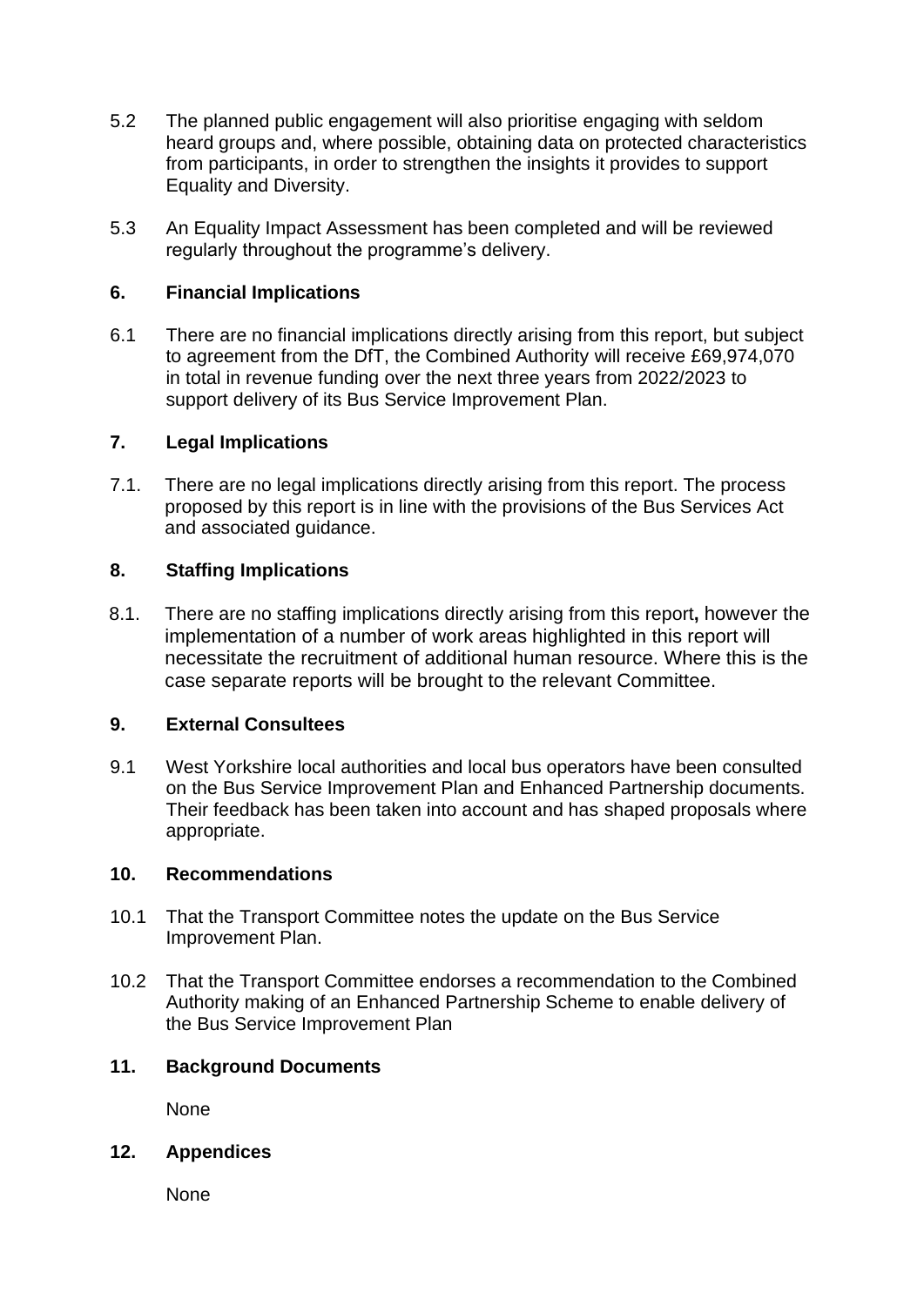5.2 The planned public engagement will also prioritise engaging with seldom heard groups and, where possible, obtaining data on protected characteristics from participants, in order to strengthen the insights it provides to support Equality and Diversity.

5.3 An Equality Impact Assessment has been completed and will be reviewed regularly throughout the programme's delivery.

## 6. Financial Implications

6.1 There are no financial implications directly arising from this report, but subject to agreement from the DfT, the Combined Authority will receive £69,974,070 in total in revenue funding over the next three years from 2022/2023 to support delivery of its Bus Service Improvement Plan.

## 7. Legal Implications

7.1. There are no legal implications directly arising from this report. The process proposed by this report is in line with the provisions of the Bus Services Act and associated guidance.

## 8. Staffing Implications

8.1. There are no staffing implications directly arising from this report**,** however the implementation of a number of work areas highlighted in this report will necessitate the recruitment of additional human resource. Where this is the case separate reports will be brought to the relevant Committee.

## 9. External Consultees

9.1 West Yorkshire local authorities and local bus operators have been consulted on the Bus Service Improvement Plan and Enhanced Partnership documents. Their feedback has been taken into account and has shaped proposals where appropriate.

## 10. Recommendations

10.1 That the Transport Committee notes the update on the Bus Service Improvement Plan.

10.2 That the Transport Committee endorses a recommendation to the Combined Authority making of an Enhanced Partnership Scheme to enable delivery of the Bus Service Improvement Plan

## 11. Background Documents

None

## 12. Appendices

None